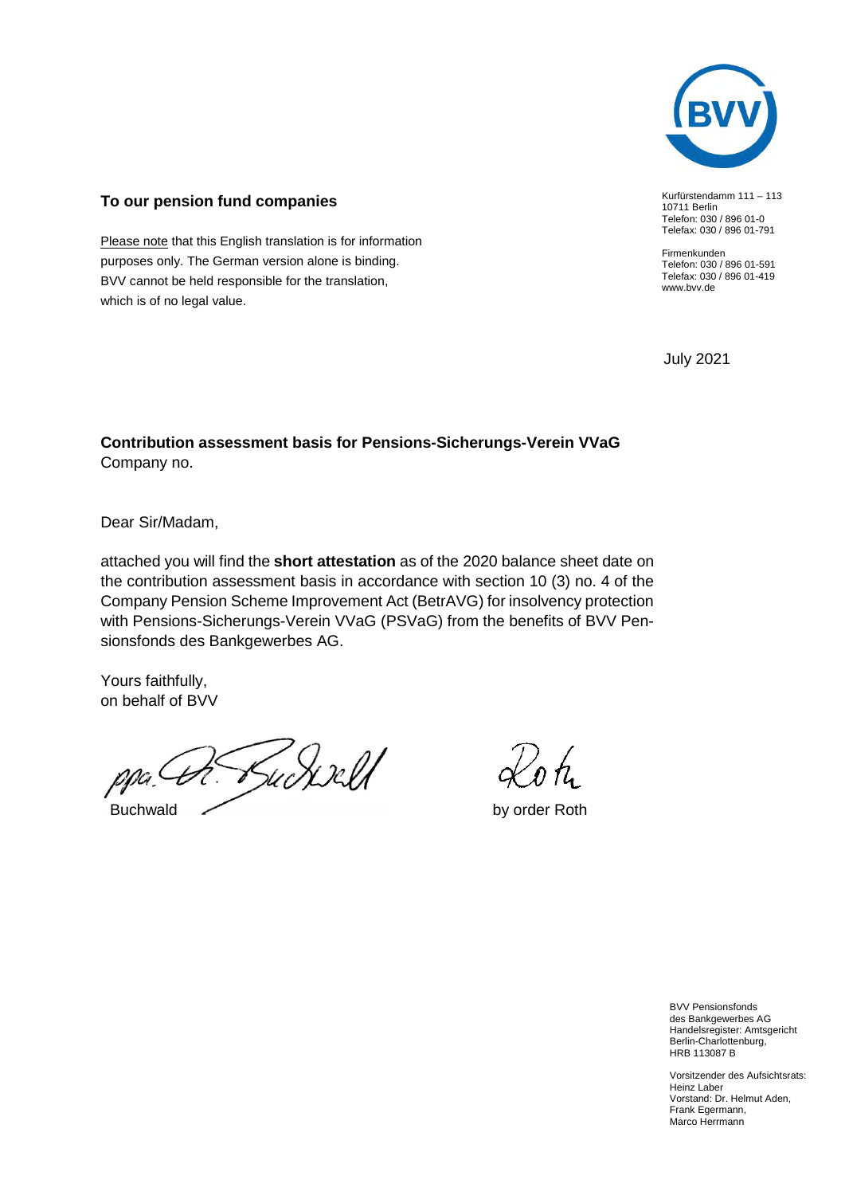Kurfürstendamm 111 – 113
10711 Berlin
Telefon: 030 / 896 01-0
Telefax: 030 / 896 01-791

Firmenkunden
Telefon: 030 / 896 01-591
Telefax: 030 / 896 01-419
www.bvv.de

**To our pension fund companies**

Please note that this English translation is for information purposes only. The German version alone is binding. BVV cannot be held responsible for the translation, which is of no legal value.

July 2021

**Contribution assessment basis for Pensions-Sicherungs-Verein VVaG**
Company no.

Dear Sir/Madam,

attached you will find the **short attestation** as of the 2020 balance sheet date on the contribution assessment basis in accordance with section 10 (3) no. 4 of the Company Pension Scheme Improvement Act (BetrAVG) for insolvency protection with Pensions-Sicherungs-Verein VVaG (PSVaG) from the benefits of BVV Pensionsfonds des Bankgewerbes AG.

Yours faithfully,
on behalf of BVV

ppa. Dr. Buchwald

Buchwald

by order Roth

BVV Pensionsfonds des Bankgewerbes AG
Handelsregister: Amtsgericht Berlin-Charlottenburg, HRB 113087 B

Vorsitzender des Aufsichtsrats: Heinz Laber
Vorstand: Dr. Helmut Aden, Frank Egermann, Marco Herrmann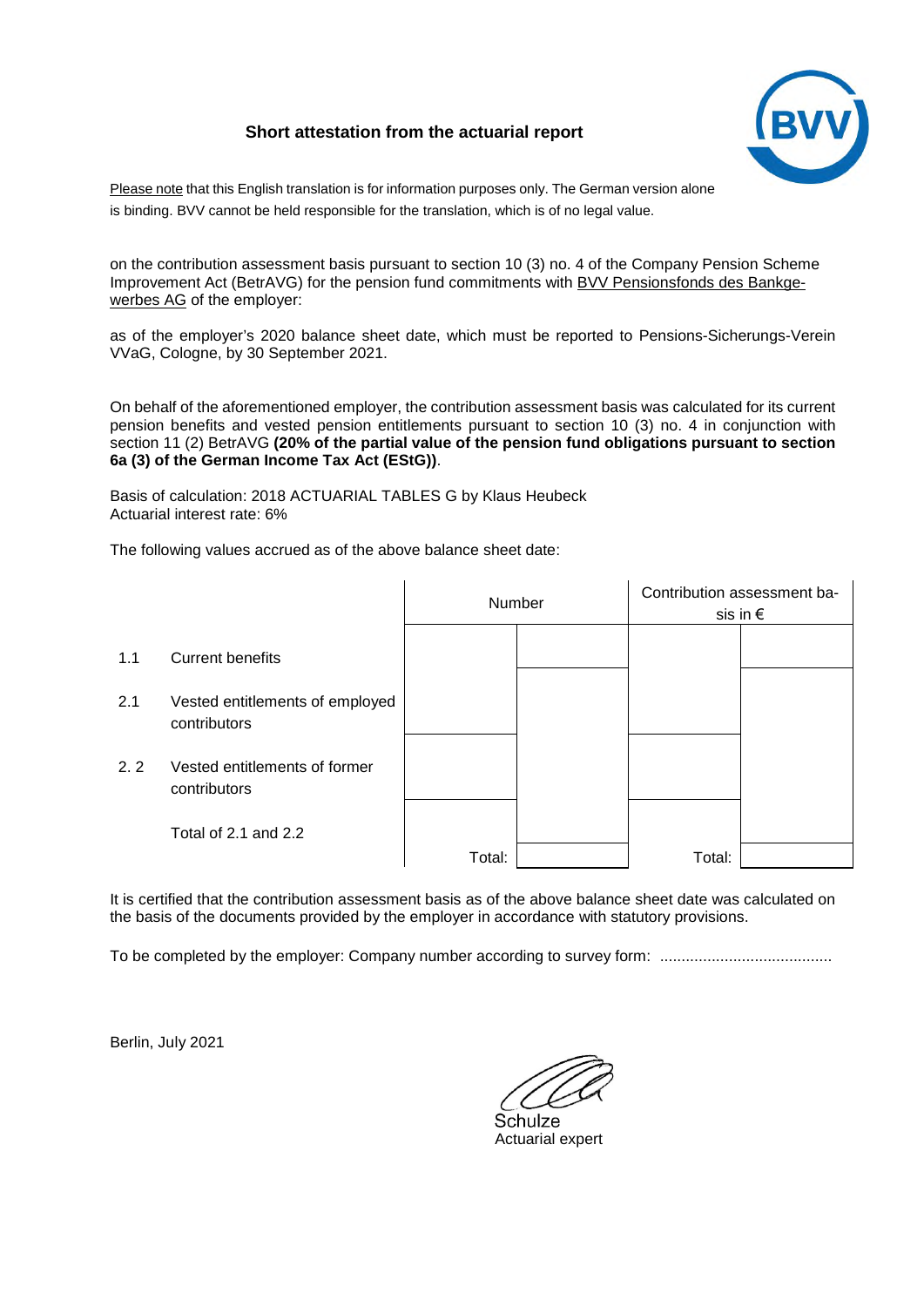## Short attestation from the actuarial report

Please note that this English translation is for information purposes only. The German version alone is binding. BVV cannot be held responsible for the translation, which is of no legal value.

on the contribution assessment basis pursuant to section 10 (3) no. 4 of the Company Pension Scheme Improvement Act (BetrAVG) for the pension fund commitments with BVV Pensionsfonds des Bankgewerbes AG of the employer:

as of the employer's 2020 balance sheet date, which must be reported to Pensions-Sicherungs-Verein VVaG, Cologne, by 30 September 2021.

On behalf of the aforementioned employer, the contribution assessment basis was calculated for its current pension benefits and vested pension entitlements pursuant to section 10 (3) no. 4 in conjunction with section 11 (2) BetrAVG **(20% of the partial value of the pension fund obligations pursuant to section 6a (3) of the German Income Tax Act (EStG))**.

Basis of calculation: 2018 ACTUARIAL TABLES G by Klaus Heubeck
Actuarial interest rate: 6%

The following values accrued as of the above balance sheet date:

| | | Number | | Contribution assessment basis in € | |
|---|---|---|---|---|---|
| 1.1 | Current benefits | | | | |
| 2.1 | Vested entitlements of employed contributors | | | | |
| 2. 2 | Vested entitlements of former contributors | | | | |
| | Total of 2.1 and 2.2 | | | | |
| | | Total: | | Total: | |

It is certified that the contribution assessment basis as of the above balance sheet date was calculated on the basis of the documents provided by the employer in accordance with statutory provisions.

To be completed by the employer: Company number according to survey form: ........................................

Berlin, July 2021

Schulze
Actuarial expert